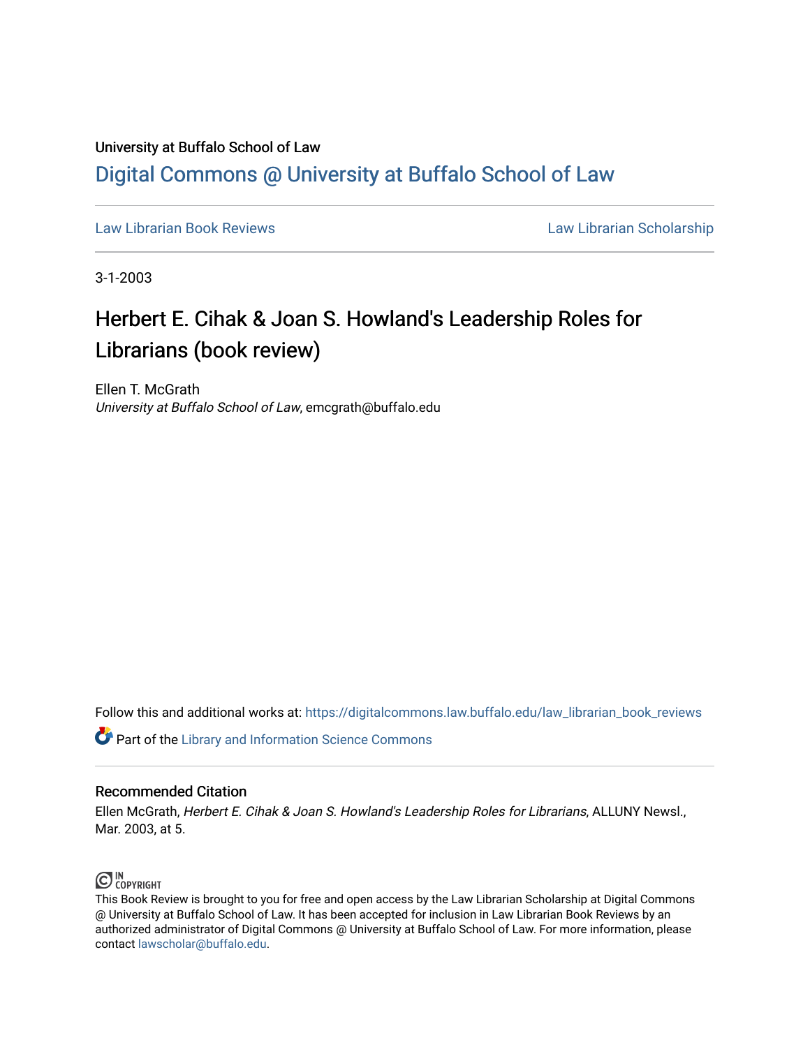University at Buffalo School of Law

# Digital Commons @ University at Buffalo School of Law

Law Librarian Book Reviews | Law Librarian Scholarship

3-1-2003

## Herbert E. Cihak & Joan S. Howland's Leadership Roles for Librarians (book review)

Ellen T. McGrath
*University at Buffalo School of Law*, emcgrath@buffalo.edu

Follow this and additional works at: https://digitalcommons.law.buffalo.edu/law_librarian_book_reviews

Part of the Library and Information Science Commons

### Recommended Citation

Ellen McGrath, *Herbert E. Cihak & Joan S. Howland's Leadership Roles for Librarians*, ALLUNY Newsl., Mar. 2003, at 5.

IN COPYRIGHT

This Book Review is brought to you for free and open access by the Law Librarian Scholarship at Digital Commons @ University at Buffalo School of Law. It has been accepted for inclusion in Law Librarian Book Reviews by an authorized administrator of Digital Commons @ University at Buffalo School of Law. For more information, please contact lawscholar@buffalo.edu.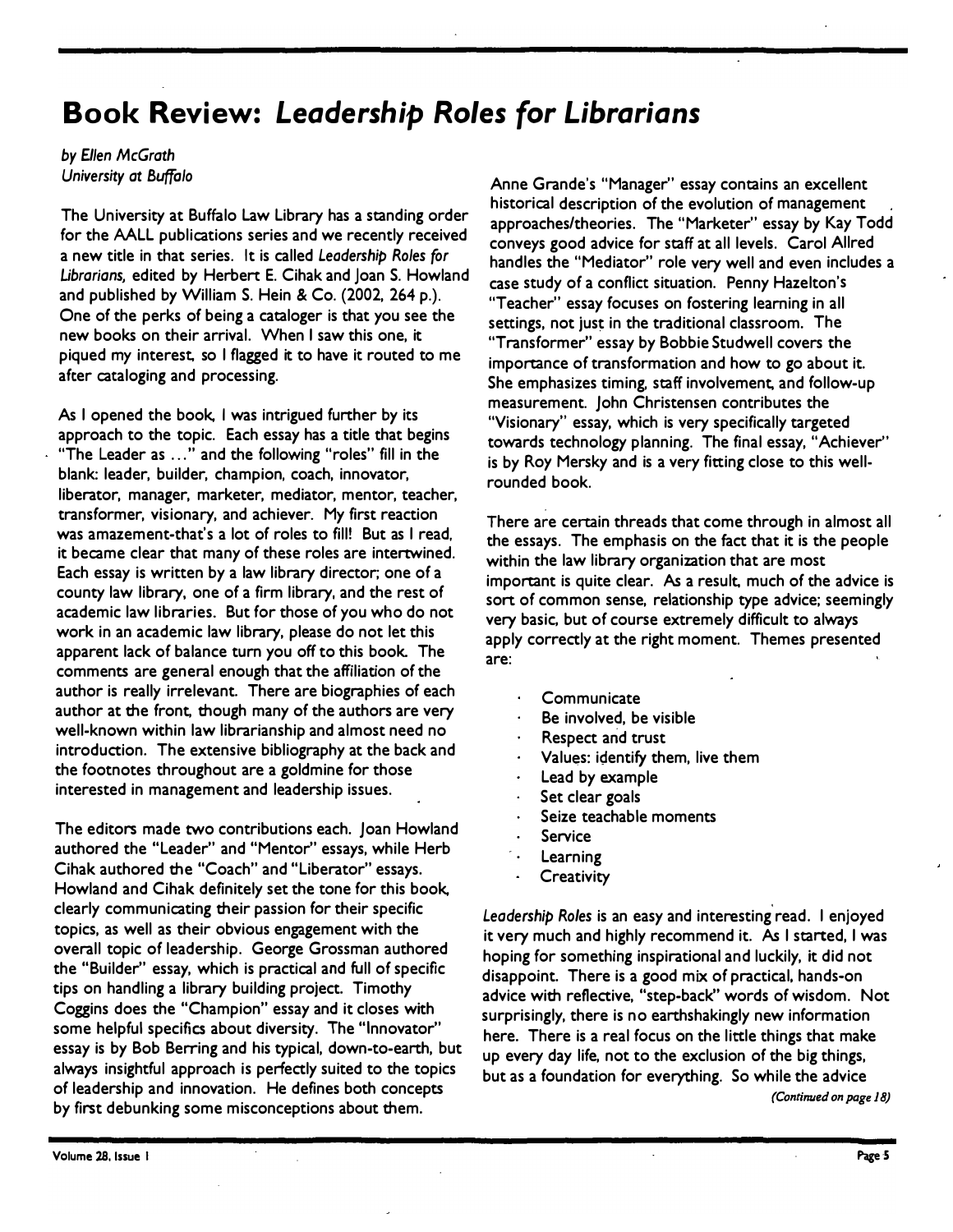# Book Review: *Leadership Roles for Librarians*

*by Ellen McGrath*
*University at Buffalo*

The University at Buffalo Law Library has a standing order for the AALL publications series and we recently received a new title in that series. It is called *Leadership Roles for Librarians,* edited by Herbert E. Cihak and Joan S. Howland and published by William S. Hein & Co. (2002, 264 p.). One of the perks of being a cataloger is that you see the new books on their arrival. When I saw this one, it piqued my interest, so I flagged it to have it routed to me after cataloging and processing.

As I opened the book, I was intrigued further by its approach to the topic. Each essay has a title that begins "The Leader as ..." and the following "roles" fill in the blank: leader, builder, champion, coach, innovator, liberator, manager, marketer, mediator, mentor, teacher, transformer, visionary, and achiever. My first reaction was amazement-that's a lot of roles to fill! But as I read, it became clear that many of these roles are intertwined. Each essay is written by a law library director; one of a county law library, one of a firm library, and the rest of academic law libraries. But for those of you who do not work in an academic law library, please do not let this apparent lack of balance turn you off to this book. The comments are general enough that the affiliation of the author is really irrelevant. There are biographies of each author at the front, though many of the authors are very well-known within law librarianship and almost need no introduction. The extensive bibliography at the back and the footnotes throughout are a goldmine for those interested in management and leadership issues.

The editors made two contributions each. Joan Howland authored the "Leader" and "Mentor" essays, while Herb Cihak authored the "Coach" and "Liberator" essays. Howland and Cihak definitely set the tone for this book, clearly communicating their passion for their specific topics, as well as their obvious engagement with the overall topic of leadership. George Grossman authored the "Builder" essay, which is practical and full of specific tips on handling a library building project. Timothy Coggins does the "Champion" essay and it closes with some helpful specifics about diversity. The "Innovator" essay is by Bob Berring and his typical, down-to-earth, but always insightful approach is perfectly suited to the topics of leadership and innovation. He defines both concepts by first debunking some misconceptions about them.

Anne Grande's "Manager" essay contains an excellent historical description of the evolution of management approaches/theories. The "Marketer" essay by Kay Todd conveys good advice for staff at all levels. Carol Allred handles the "Mediator" role very well and even includes a case study of a conflict situation. Penny Hazelton's "Teacher" essay focuses on fostering learning in all settings, not just in the traditional classroom. The "Transformer" essay by Bobbie Studwell covers the importance of transformation and how to go about it. She emphasizes timing, staff involvement, and follow-up measurement. John Christensen contributes the "Visionary" essay, which is very specifically targeted towards technology planning. The final essay, "Achiever" is by Roy Mersky and is a very fitting close to this well-rounded book.

There are certain threads that come through in almost all the essays. The emphasis on the fact that it is the people within the law library organization that are most important is quite clear. As a result, much of the advice is sort of common sense, relationship type advice; seemingly very basic, but of course extremely difficult to always apply correctly at the right moment. Themes presented are:

- Communicate
- Be involved, be visible
- Respect and trust
- Values: identify them, live them
- Lead by example
- Set clear goals
- Seize teachable moments
- Service
- Learning
- Creativity

*Leadership Roles* is an easy and interesting read. I enjoyed it very much and highly recommend it. As I started, I was hoping for something inspirational and luckily, it did not disappoint. There is a good mix of practical, hands-on advice with reflective, "step-back" words of wisdom. Not surprisingly, there is no earthshakingly new information here. There is a real focus on the little things that make up every day life, not to the exclusion of the big things, but as a foundation for everything. So while the advice

*(Continued on page 18)*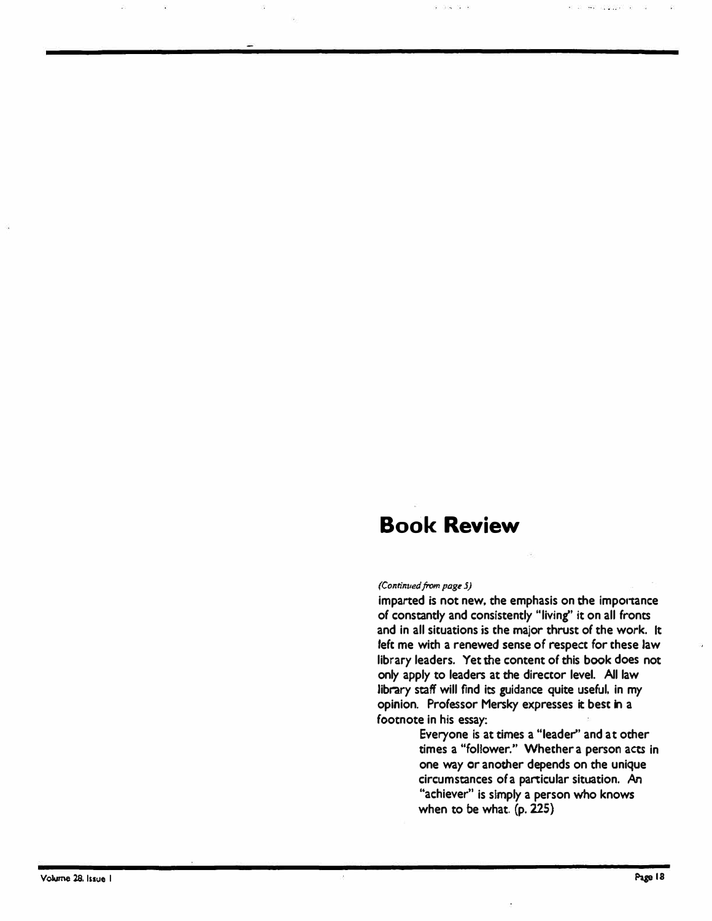## Book Review

*(Continued from page 5)*

imparted is not new, the emphasis on the importance of constantly and consistently "living" it on all fronts and in all situations is the major thrust of the work. It left me with a renewed sense of respect for these law library leaders. Yet the content of this book does not only apply to leaders at the director level. All law library staff will find its guidance quite useful, in my opinion. Professor Mersky expresses it best in a footnote in his essay:

> Everyone is at times a "leader" and at other times a "follower." Whether a person acts in one way or another depends on the unique circumstances of a particular situation. An "achiever" is simply a person who knows when to be what. (p. 225)